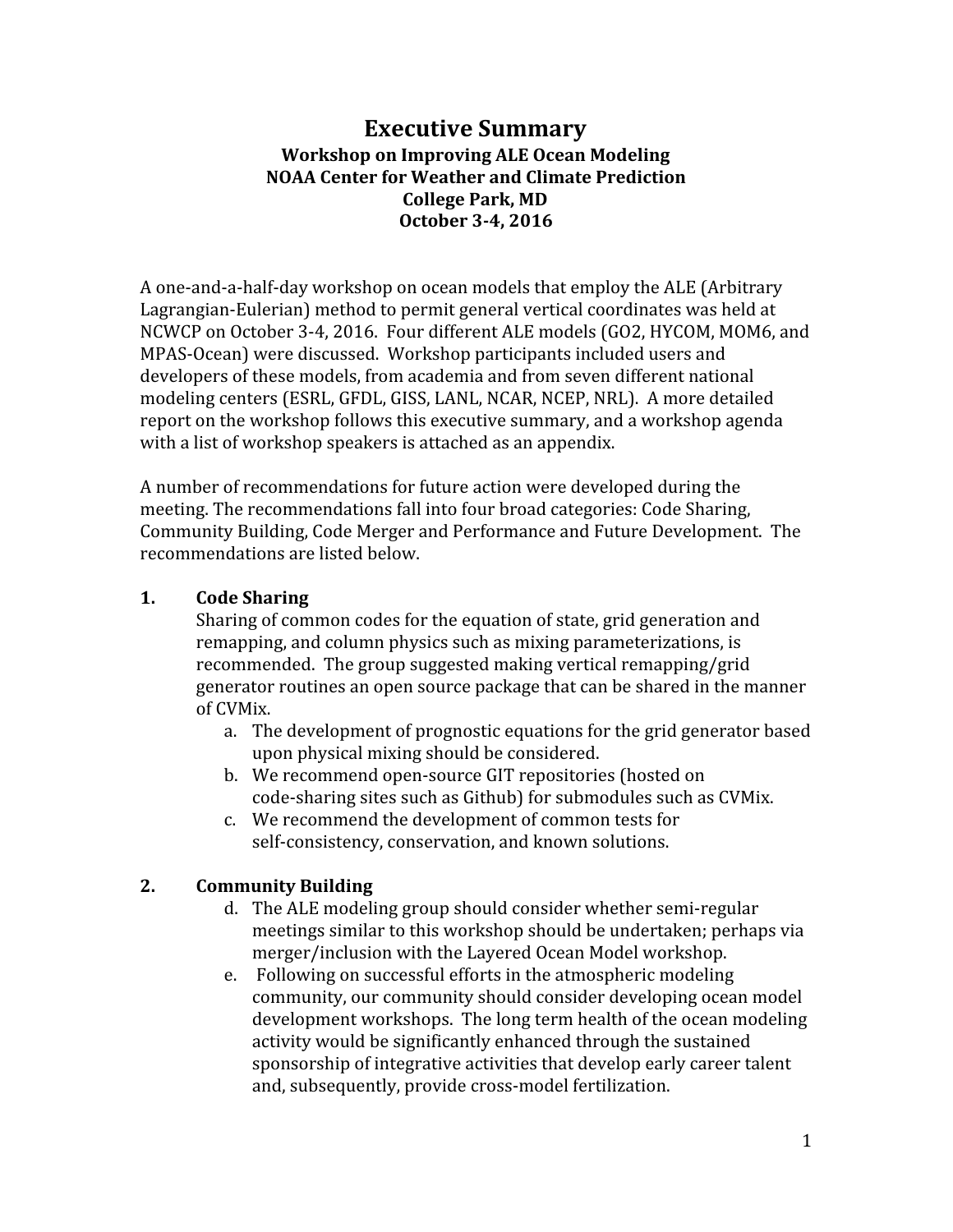# Executive Summary

**Workshop on Improving ALE Ocean Modeling**
**NOAA Center for Weather and Climate Prediction**
**College Park, MD**
**October 3-4, 2016**

A one-and-a-half-day workshop on ocean models that employ the ALE (Arbitrary Lagrangian-Eulerian) method to permit general vertical coordinates was held at NCWCP on October 3-4, 2016. Four different ALE models (GO2, HYCOM, MOM6, and MPAS-Ocean) were discussed. Workshop participants included users and developers of these models, from academia and from seven different national modeling centers (ESRL, GFDL, GISS, LANL, NCAR, NCEP, NRL). A more detailed report on the workshop follows this executive summary, and a workshop agenda with a list of workshop speakers is attached as an appendix.

A number of recommendations for future action were developed during the meeting. The recommendations fall into four broad categories: Code Sharing, Community Building, Code Merger and Performance and Future Development. The recommendations are listed below.

## 1. Code Sharing

Sharing of common codes for the equation of state, grid generation and remapping, and column physics such as mixing parameterizations, is recommended. The group suggested making vertical remapping/grid generator routines an open source package that can be shared in the manner of CVMix.

a. The development of prognostic equations for the grid generator based upon physical mixing should be considered.

b. We recommend open-source GIT repositories (hosted on code-sharing sites such as Github) for submodules such as CVMix.

c. We recommend the development of common tests for self-consistency, conservation, and known solutions.

## 2. Community Building

d. The ALE modeling group should consider whether semi-regular meetings similar to this workshop should be undertaken; perhaps via merger/inclusion with the Layered Ocean Model workshop.

e. Following on successful efforts in the atmospheric modeling community, our community should consider developing ocean model development workshops. The long term health of the ocean modeling activity would be significantly enhanced through the sustained sponsorship of integrative activities that develop early career talent and, subsequently, provide cross-model fertilization.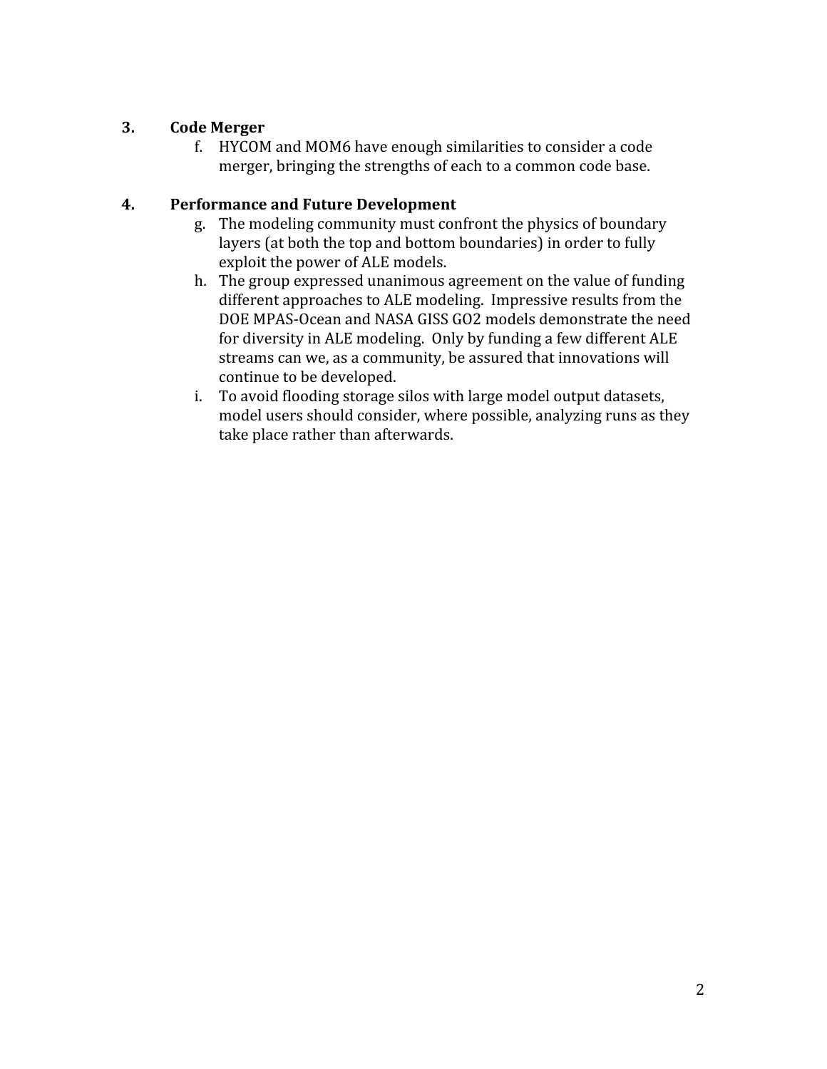3. **Code Merger**

   f. HYCOM and MOM6 have enough similarities to consider a code merger, bringing the strengths of each to a common code base.

4. **Performance and Future Development**

   g. The modeling community must confront the physics of boundary layers (at both the top and bottom boundaries) in order to fully exploit the power of ALE models.

   h. The group expressed unanimous agreement on the value of funding different approaches to ALE modeling. Impressive results from the DOE MPAS-Ocean and NASA GISS GO2 models demonstrate the need for diversity in ALE modeling. Only by funding a few different ALE streams can we, as a community, be assured that innovations will continue to be developed.

   i. To avoid flooding storage silos with large model output datasets, model users should consider, where possible, analyzing runs as they take place rather than afterwards.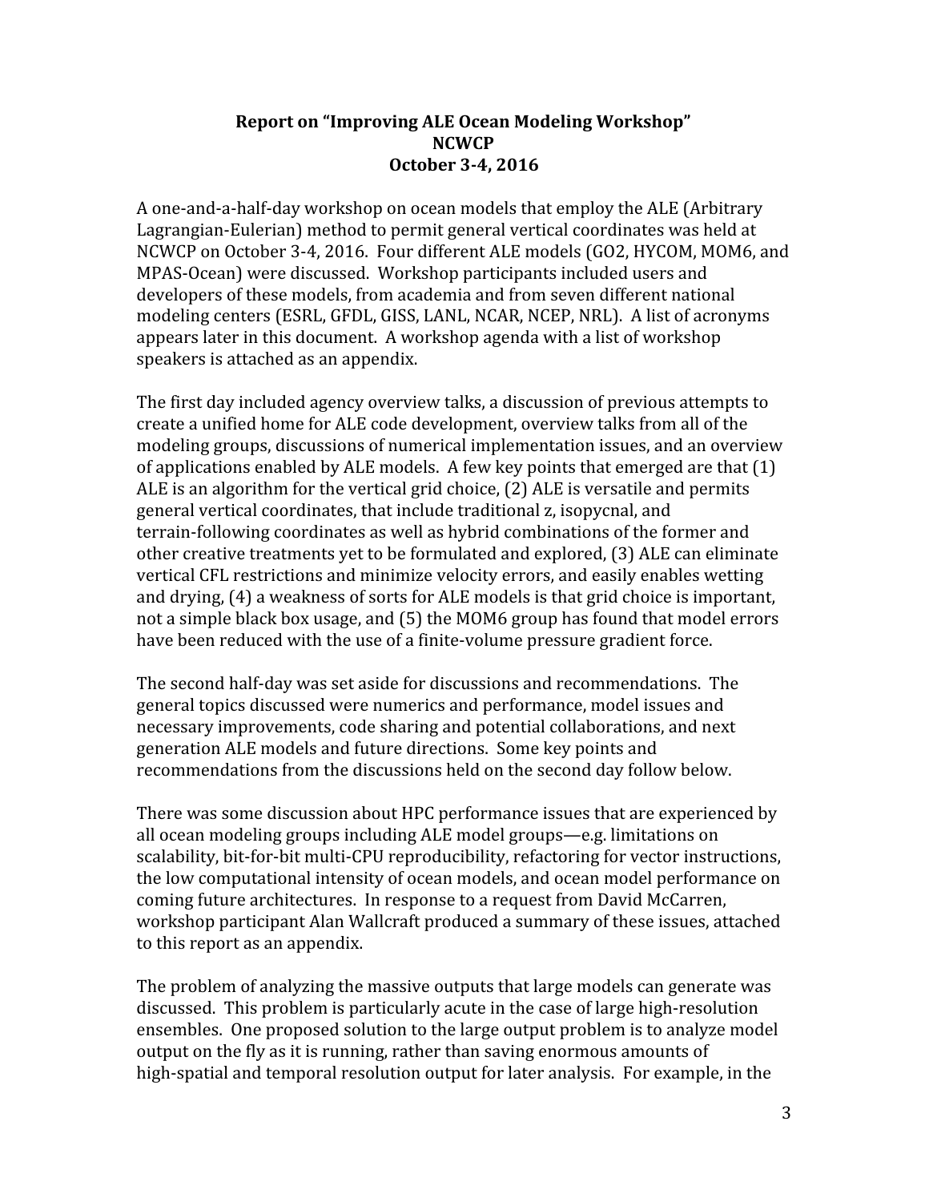**Report on "Improving ALE Ocean Modeling Workshop"**
**NCWCP**
**October 3-4, 2016**

A one-and-a-half-day workshop on ocean models that employ the ALE (Arbitrary Lagrangian-Eulerian) method to permit general vertical coordinates was held at NCWCP on October 3-4, 2016. Four different ALE models (GO2, HYCOM, MOM6, and MPAS-Ocean) were discussed. Workshop participants included users and developers of these models, from academia and from seven different national modeling centers (ESRL, GFDL, GISS, LANL, NCAR, NCEP, NRL). A list of acronyms appears later in this document. A workshop agenda with a list of workshop speakers is attached as an appendix.

The first day included agency overview talks, a discussion of previous attempts to create a unified home for ALE code development, overview talks from all of the modeling groups, discussions of numerical implementation issues, and an overview of applications enabled by ALE models. A few key points that emerged are that (1) ALE is an algorithm for the vertical grid choice, (2) ALE is versatile and permits general vertical coordinates, that include traditional z, isopycnal, and terrain-following coordinates as well as hybrid combinations of the former and other creative treatments yet to be formulated and explored, (3) ALE can eliminate vertical CFL restrictions and minimize velocity errors, and easily enables wetting and drying, (4) a weakness of sorts for ALE models is that grid choice is important, not a simple black box usage, and (5) the MOM6 group has found that model errors have been reduced with the use of a finite-volume pressure gradient force.

The second half-day was set aside for discussions and recommendations. The general topics discussed were numerics and performance, model issues and necessary improvements, code sharing and potential collaborations, and next generation ALE models and future directions. Some key points and recommendations from the discussions held on the second day follow below.

There was some discussion about HPC performance issues that are experienced by all ocean modeling groups including ALE model groups—e.g. limitations on scalability, bit-for-bit multi-CPU reproducibility, refactoring for vector instructions, the low computational intensity of ocean models, and ocean model performance on coming future architectures. In response to a request from David McCarren, workshop participant Alan Wallcraft produced a summary of these issues, attached to this report as an appendix.

The problem of analyzing the massive outputs that large models can generate was discussed. This problem is particularly acute in the case of large high-resolution ensembles. One proposed solution to the large output problem is to analyze model output on the fly as it is running, rather than saving enormous amounts of high-spatial and temporal resolution output for later analysis. For example, in the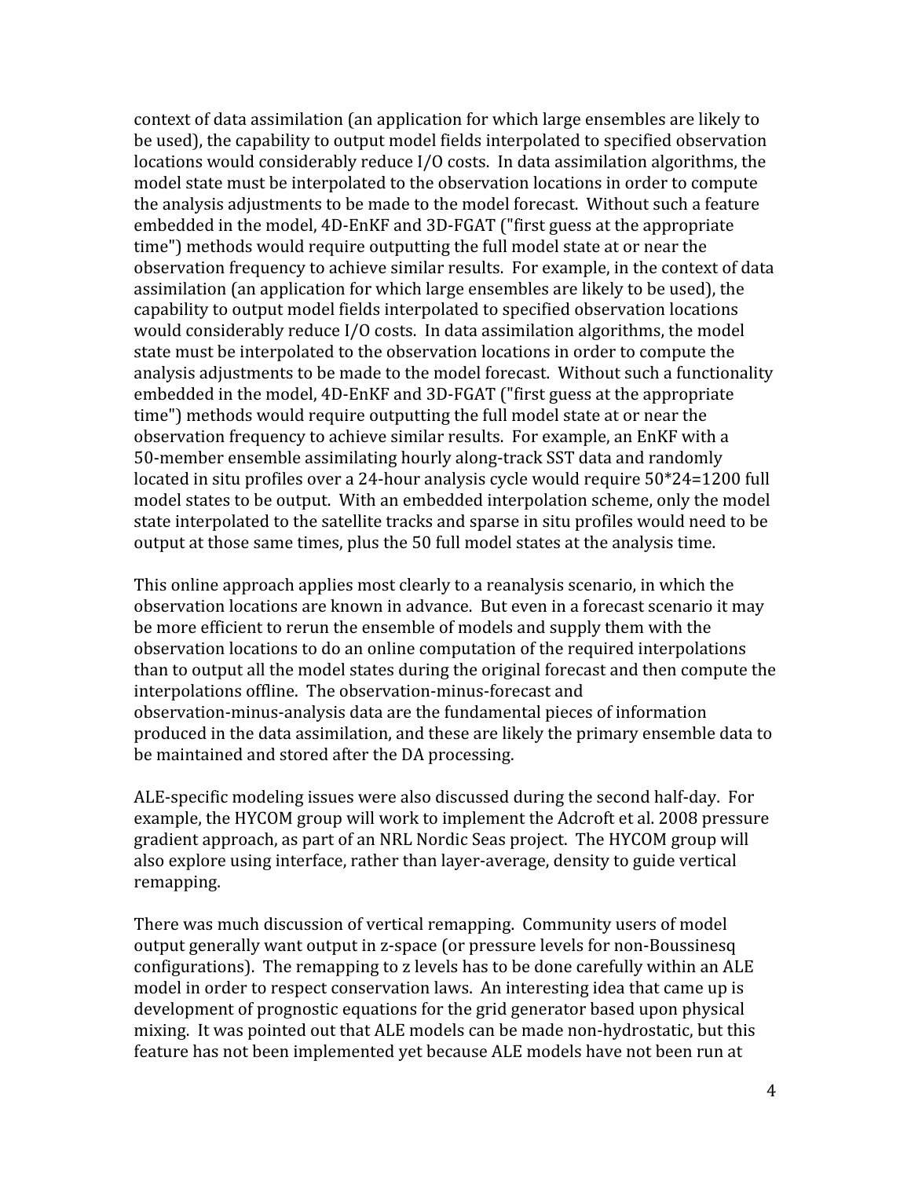context of data assimilation (an application for which large ensembles are likely to be used), the capability to output model fields interpolated to specified observation locations would considerably reduce I/O costs. In data assimilation algorithms, the model state must be interpolated to the observation locations in order to compute the analysis adjustments to be made to the model forecast. Without such a feature embedded in the model, 4D-EnKF and 3D-FGAT ("first guess at the appropriate time") methods would require outputting the full model state at or near the observation frequency to achieve similar results. For example, in the context of data assimilation (an application for which large ensembles are likely to be used), the capability to output model fields interpolated to specified observation locations would considerably reduce I/O costs. In data assimilation algorithms, the model state must be interpolated to the observation locations in order to compute the analysis adjustments to be made to the model forecast. Without such a functionality embedded in the model, 4D-EnKF and 3D-FGAT ("first guess at the appropriate time") methods would require outputting the full model state at or near the observation frequency to achieve similar results. For example, an EnKF with a 50-member ensemble assimilating hourly along-track SST data and randomly located in situ profiles over a 24-hour analysis cycle would require 50*24=1200 full model states to be output. With an embedded interpolation scheme, only the model state interpolated to the satellite tracks and sparse in situ profiles would need to be output at those same times, plus the 50 full model states at the analysis time.

This online approach applies most clearly to a reanalysis scenario, in which the observation locations are known in advance. But even in a forecast scenario it may be more efficient to rerun the ensemble of models and supply them with the observation locations to do an online computation of the required interpolations than to output all the model states during the original forecast and then compute the interpolations offline. The observation-minus-forecast and observation-minus-analysis data are the fundamental pieces of information produced in the data assimilation, and these are likely the primary ensemble data to be maintained and stored after the DA processing.

ALE-specific modeling issues were also discussed during the second half-day. For example, the HYCOM group will work to implement the Adcroft et al. 2008 pressure gradient approach, as part of an NRL Nordic Seas project. The HYCOM group will also explore using interface, rather than layer-average, density to guide vertical remapping.

There was much discussion of vertical remapping. Community users of model output generally want output in z-space (or pressure levels for non-Boussinesq configurations). The remapping to z levels has to be done carefully within an ALE model in order to respect conservation laws. An interesting idea that came up is development of prognostic equations for the grid generator based upon physical mixing. It was pointed out that ALE models can be made non-hydrostatic, but this feature has not been implemented yet because ALE models have not been run at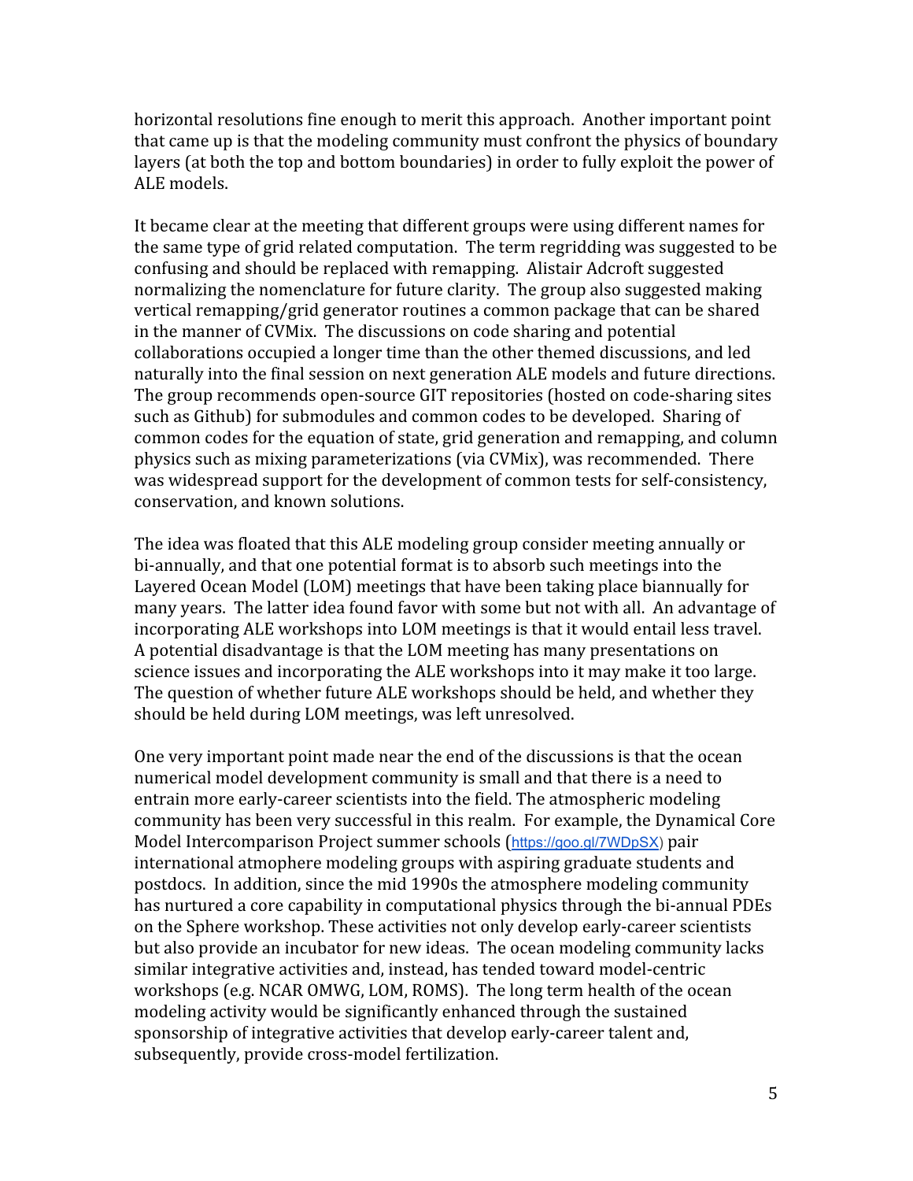horizontal resolutions fine enough to merit this approach. Another important point that came up is that the modeling community must confront the physics of boundary layers (at both the top and bottom boundaries) in order to fully exploit the power of ALE models.

It became clear at the meeting that different groups were using different names for the same type of grid related computation. The term regridding was suggested to be confusing and should be replaced with remapping. Alistair Adcroft suggested normalizing the nomenclature for future clarity. The group also suggested making vertical remapping/grid generator routines a common package that can be shared in the manner of CVMix. The discussions on code sharing and potential collaborations occupied a longer time than the other themed discussions, and led naturally into the final session on next generation ALE models and future directions. The group recommends open-source GIT repositories (hosted on code-sharing sites such as Github) for submodules and common codes to be developed. Sharing of common codes for the equation of state, grid generation and remapping, and column physics such as mixing parameterizations (via CVMix), was recommended. There was widespread support for the development of common tests for self-consistency, conservation, and known solutions.

The idea was floated that this ALE modeling group consider meeting annually or bi-annually, and that one potential format is to absorb such meetings into the Layered Ocean Model (LOM) meetings that have been taking place biannually for many years. The latter idea found favor with some but not with all. An advantage of incorporating ALE workshops into LOM meetings is that it would entail less travel. A potential disadvantage is that the LOM meeting has many presentations on science issues and incorporating the ALE workshops into it may make it too large. The question of whether future ALE workshops should be held, and whether they should be held during LOM meetings, was left unresolved.

One very important point made near the end of the discussions is that the ocean numerical model development community is small and that there is a need to entrain more early-career scientists into the field. The atmospheric modeling community has been very successful in this realm. For example, the Dynamical Core Model Intercomparison Project summer schools (https://goo.gl/7WDpSX) pair international atmophere modeling groups with aspiring graduate students and postdocs. In addition, since the mid 1990s the atmosphere modeling community has nurtured a core capability in computational physics through the bi-annual PDEs on the Sphere workshop. These activities not only develop early-career scientists but also provide an incubator for new ideas. The ocean modeling community lacks similar integrative activities and, instead, has tended toward model-centric workshops (e.g. NCAR OMWG, LOM, ROMS). The long term health of the ocean modeling activity would be significantly enhanced through the sustained sponsorship of integrative activities that develop early-career talent and, subsequently, provide cross-model fertilization.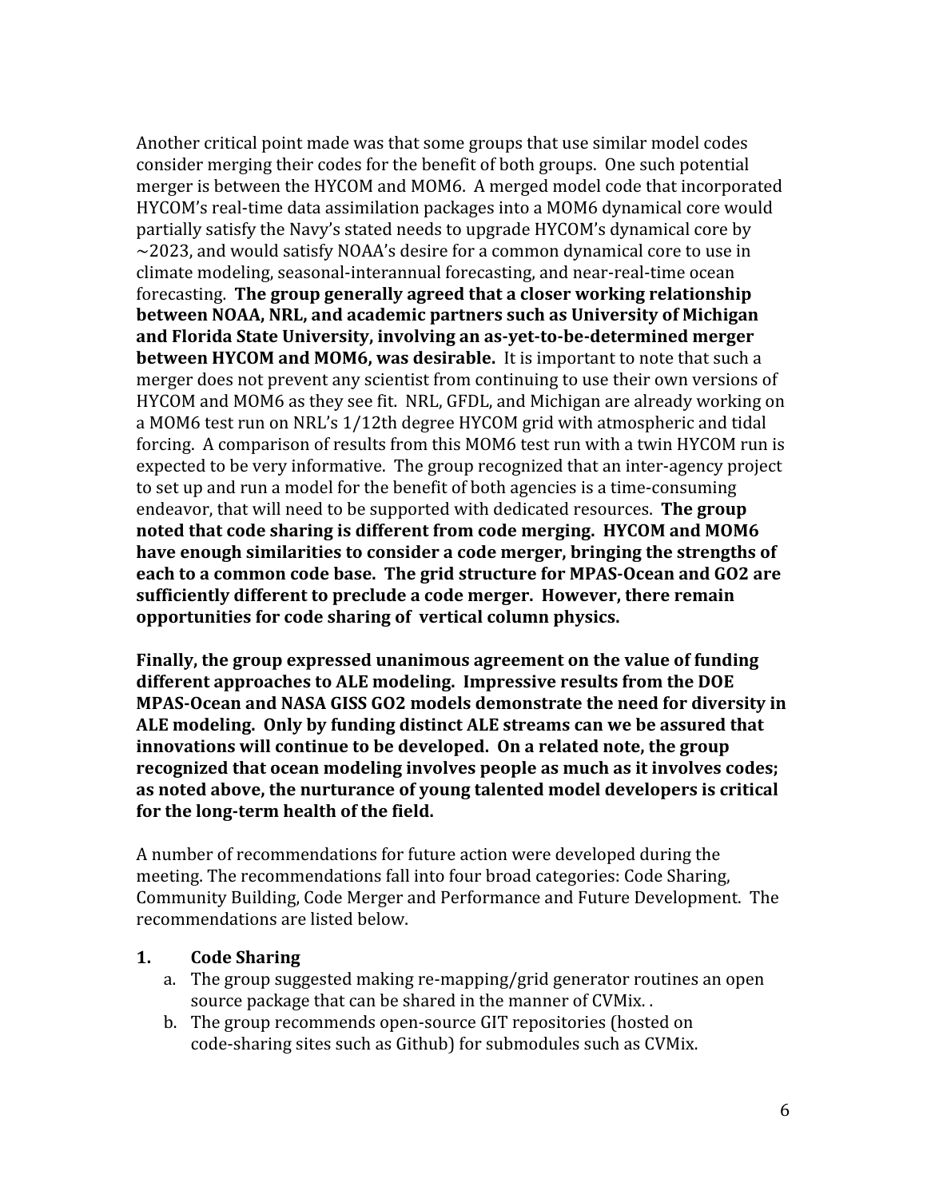Another critical point made was that some groups that use similar model codes consider merging their codes for the benefit of both groups. One such potential merger is between the HYCOM and MOM6. A merged model code that incorporated HYCOM's real-time data assimilation packages into a MOM6 dynamical core would partially satisfy the Navy's stated needs to upgrade HYCOM's dynamical core by ~2023, and would satisfy NOAA's desire for a common dynamical core to use in climate modeling, seasonal-interannual forecasting, and near-real-time ocean forecasting. **The group generally agreed that a closer working relationship between NOAA, NRL, and academic partners such as University of Michigan and Florida State University, involving an as-yet-to-be-determined merger between HYCOM and MOM6, was desirable.** It is important to note that such a merger does not prevent any scientist from continuing to use their own versions of HYCOM and MOM6 as they see fit. NRL, GFDL, and Michigan are already working on a MOM6 test run on NRL's 1/12th degree HYCOM grid with atmospheric and tidal forcing. A comparison of results from this MOM6 test run with a twin HYCOM run is expected to be very informative. The group recognized that an inter-agency project to set up and run a model for the benefit of both agencies is a time-consuming endeavor, that will need to be supported with dedicated resources. **The group noted that code sharing is different from code merging. HYCOM and MOM6 have enough similarities to consider a code merger, bringing the strengths of each to a common code base. The grid structure for MPAS-Ocean and GO2 are sufficiently different to preclude a code merger. However, there remain opportunities for code sharing of vertical column physics.**

**Finally, the group expressed unanimous agreement on the value of funding different approaches to ALE modeling. Impressive results from the DOE MPAS-Ocean and NASA GISS GO2 models demonstrate the need for diversity in ALE modeling. Only by funding distinct ALE streams can we be assured that innovations will continue to be developed. On a related note, the group recognized that ocean modeling involves people as much as it involves codes; as noted above, the nurturance of young talented model developers is critical for the long-term health of the field.**

A number of recommendations for future action were developed during the meeting. The recommendations fall into four broad categories: Code Sharing, Community Building, Code Merger and Performance and Future Development. The recommendations are listed below.

1. **Code Sharing**
   a. The group suggested making re-mapping/grid generator routines an open source package that can be shared in the manner of CVMix. .
   b. The group recommends open-source GIT repositories (hosted on code-sharing sites such as Github) for submodules such as CVMix.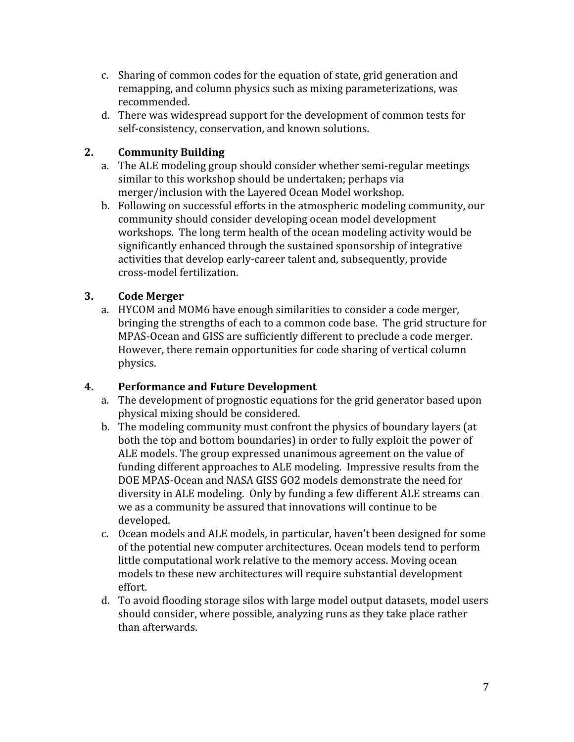c. Sharing of common codes for the equation of state, grid generation and remapping, and column physics such as mixing parameterizations, was recommended.
d. There was widespread support for the development of common tests for self-consistency, conservation, and known solutions.

## 2. Community Building

a. The ALE modeling group should consider whether semi-regular meetings similar to this workshop should be undertaken; perhaps via merger/inclusion with the Layered Ocean Model workshop.
b. Following on successful efforts in the atmospheric modeling community, our community should consider developing ocean model development workshops. The long term health of the ocean modeling activity would be significantly enhanced through the sustained sponsorship of integrative activities that develop early-career talent and, subsequently, provide cross-model fertilization.

## 3. Code Merger

a. HYCOM and MOM6 have enough similarities to consider a code merger, bringing the strengths of each to a common code base. The grid structure for MPAS-Ocean and GISS are sufficiently different to preclude a code merger. However, there remain opportunities for code sharing of vertical column physics.

## 4. Performance and Future Development

a. The development of prognostic equations for the grid generator based upon physical mixing should be considered.
b. The modeling community must confront the physics of boundary layers (at both the top and bottom boundaries) in order to fully exploit the power of ALE models. The group expressed unanimous agreement on the value of funding different approaches to ALE modeling. Impressive results from the DOE MPAS-Ocean and NASA GISS GO2 models demonstrate the need for diversity in ALE modeling. Only by funding a few different ALE streams can we as a community be assured that innovations will continue to be developed.
c. Ocean models and ALE models, in particular, haven't been designed for some of the potential new computer architectures. Ocean models tend to perform little computational work relative to the memory access. Moving ocean models to these new architectures will require substantial development effort.
d. To avoid flooding storage silos with large model output datasets, model users should consider, where possible, analyzing runs as they take place rather than afterwards.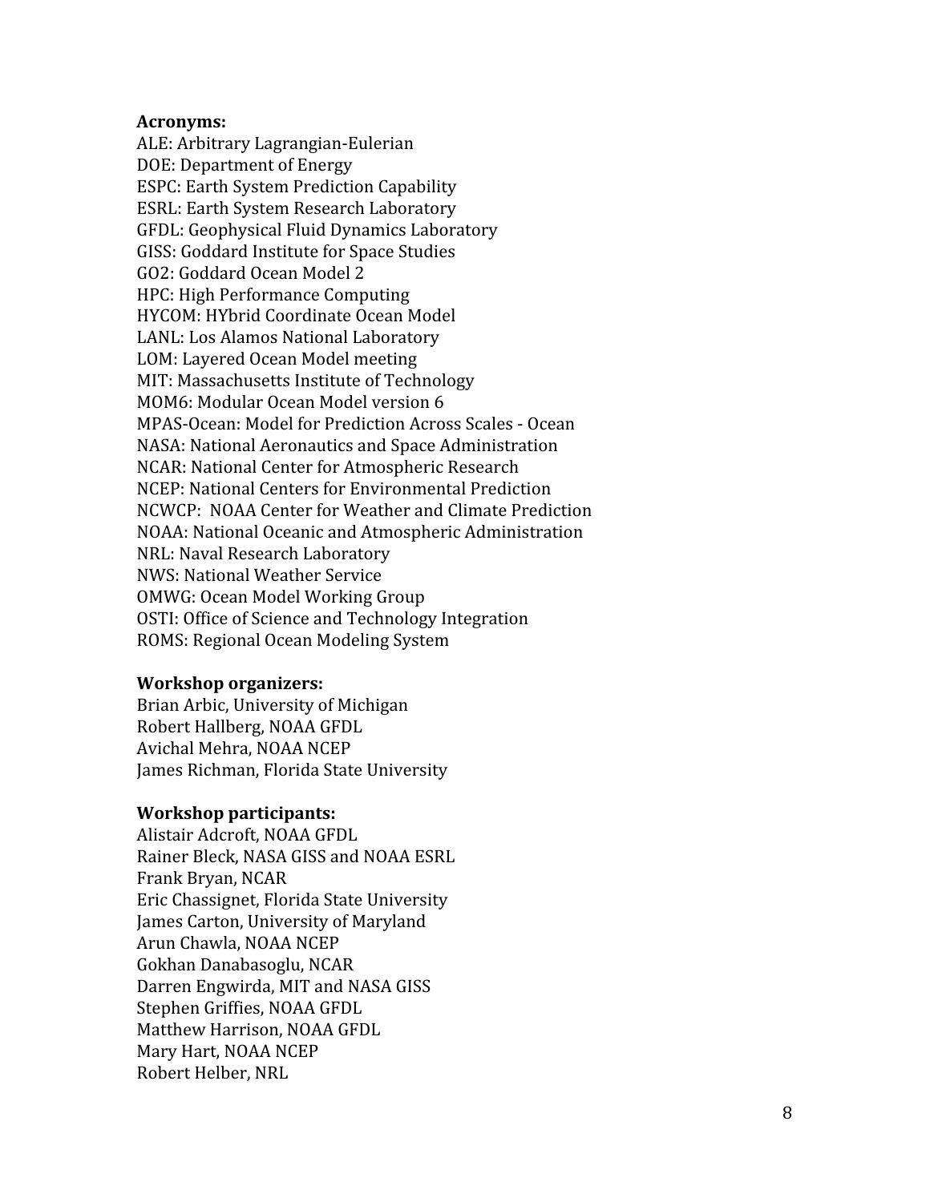**Acronyms:**

ALE: Arbitrary Lagrangian-Eulerian
DOE: Department of Energy
ESPC: Earth System Prediction Capability
ESRL: Earth System Research Laboratory
GFDL: Geophysical Fluid Dynamics Laboratory
GISS: Goddard Institute for Space Studies
GO2: Goddard Ocean Model 2
HPC: High Performance Computing
HYCOM: HYbrid Coordinate Ocean Model
LANL: Los Alamos National Laboratory
LOM: Layered Ocean Model meeting
MIT: Massachusetts Institute of Technology
MOM6: Modular Ocean Model version 6
MPAS-Ocean: Model for Prediction Across Scales - Ocean
NASA: National Aeronautics and Space Administration
NCAR: National Center for Atmospheric Research
NCEP: National Centers for Environmental Prediction
NCWCP: NOAA Center for Weather and Climate Prediction
NOAA: National Oceanic and Atmospheric Administration
NRL: Naval Research Laboratory
NWS: National Weather Service
OMWG: Ocean Model Working Group
OSTI: Office of Science and Technology Integration
ROMS: Regional Ocean Modeling System

**Workshop organizers:**

Brian Arbic, University of Michigan
Robert Hallberg, NOAA GFDL
Avichal Mehra, NOAA NCEP
James Richman, Florida State University

**Workshop participants:**

Alistair Adcroft, NOAA GFDL
Rainer Bleck, NASA GISS and NOAA ESRL
Frank Bryan, NCAR
Eric Chassignet, Florida State University
James Carton, University of Maryland
Arun Chawla, NOAA NCEP
Gokhan Danabasoglu, NCAR
Darren Engwirda, MIT and NASA GISS
Stephen Griffies, NOAA GFDL
Matthew Harrison, NOAA GFDL
Mary Hart, NOAA NCEP
Robert Helber, NRL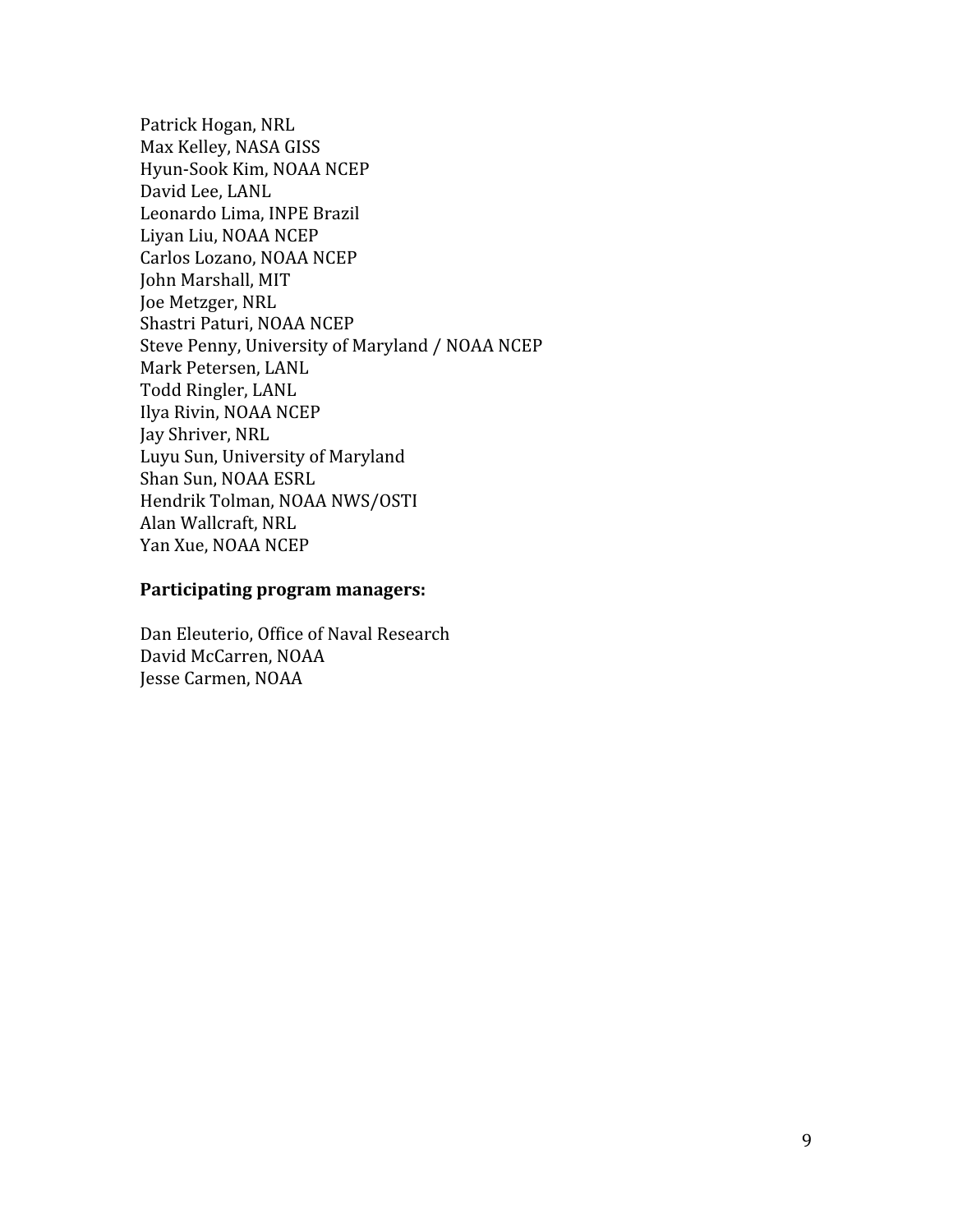Patrick Hogan, NRL
Max Kelley, NASA GISS
Hyun-Sook Kim, NOAA NCEP
David Lee, LANL
Leonardo Lima, INPE Brazil
Liyan Liu, NOAA NCEP
Carlos Lozano, NOAA NCEP
John Marshall, MIT
Joe Metzger, NRL
Shastri Paturi, NOAA NCEP
Steve Penny, University of Maryland / NOAA NCEP
Mark Petersen, LANL
Todd Ringler, LANL
Ilya Rivin, NOAA NCEP
Jay Shriver, NRL
Luyu Sun, University of Maryland
Shan Sun, NOAA ESRL
Hendrik Tolman, NOAA NWS/OSTI
Alan Wallcraft, NRL
Yan Xue, NOAA NCEP

**Participating program managers:**

Dan Eleuterio, Office of Naval Research
David McCarren, NOAA
Jesse Carmen, NOAA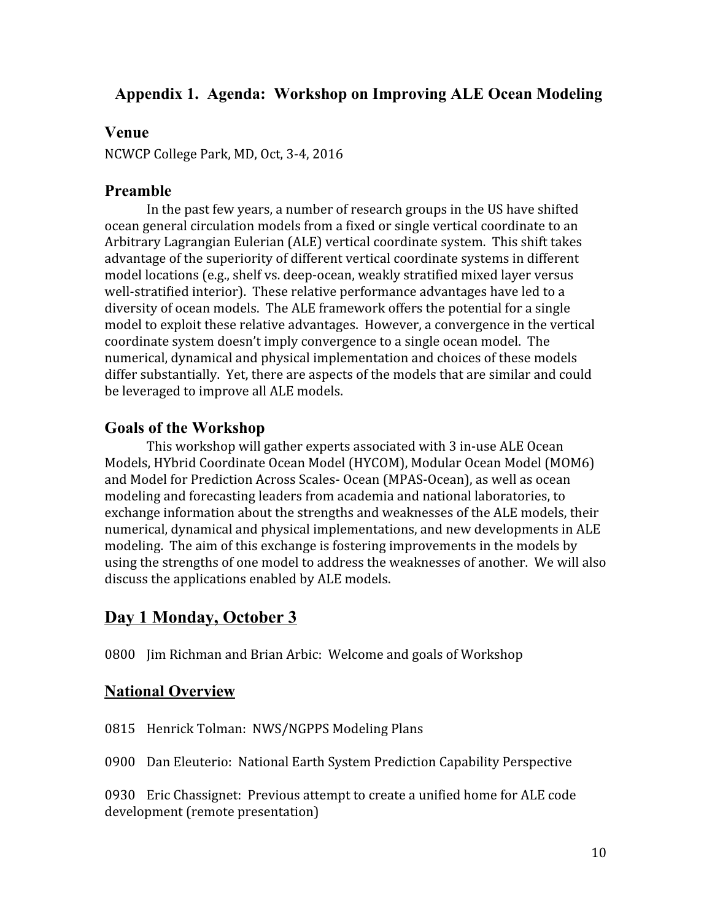## Appendix 1. Agenda: Workshop on Improving ALE Ocean Modeling

### Venue

NCWCP College Park, MD, Oct, 3-4, 2016

### Preamble

In the past few years, a number of research groups in the US have shifted ocean general circulation models from a fixed or single vertical coordinate to an Arbitrary Lagrangian Eulerian (ALE) vertical coordinate system. This shift takes advantage of the superiority of different vertical coordinate systems in different model locations (e.g., shelf vs. deep-ocean, weakly stratified mixed layer versus well-stratified interior). These relative performance advantages have led to a diversity of ocean models. The ALE framework offers the potential for a single model to exploit these relative advantages. However, a convergence in the vertical coordinate system doesn't imply convergence to a single ocean model. The numerical, dynamical and physical implementation and choices of these models differ substantially. Yet, there are aspects of the models that are similar and could be leveraged to improve all ALE models.

### Goals of the Workshop

This workshop will gather experts associated with 3 in-use ALE Ocean Models, HYbrid Coordinate Ocean Model (HYCOM), Modular Ocean Model (MOM6) and Model for Prediction Across Scales- Ocean (MPAS-Ocean), as well as ocean modeling and forecasting leaders from academia and national laboratories, to exchange information about the strengths and weaknesses of the ALE models, their numerical, dynamical and physical implementations, and new developments in ALE modeling. The aim of this exchange is fostering improvements in the models by using the strengths of one model to address the weaknesses of another. We will also discuss the applications enabled by ALE models.

## Day 1 Monday, October 3

0800 Jim Richman and Brian Arbic: Welcome and goals of Workshop

### National Overview

0815 Henrick Tolman: NWS/NGPPS Modeling Plans

0900 Dan Eleuterio: National Earth System Prediction Capability Perspective

0930 Eric Chassignet: Previous attempt to create a unified home for ALE code development (remote presentation)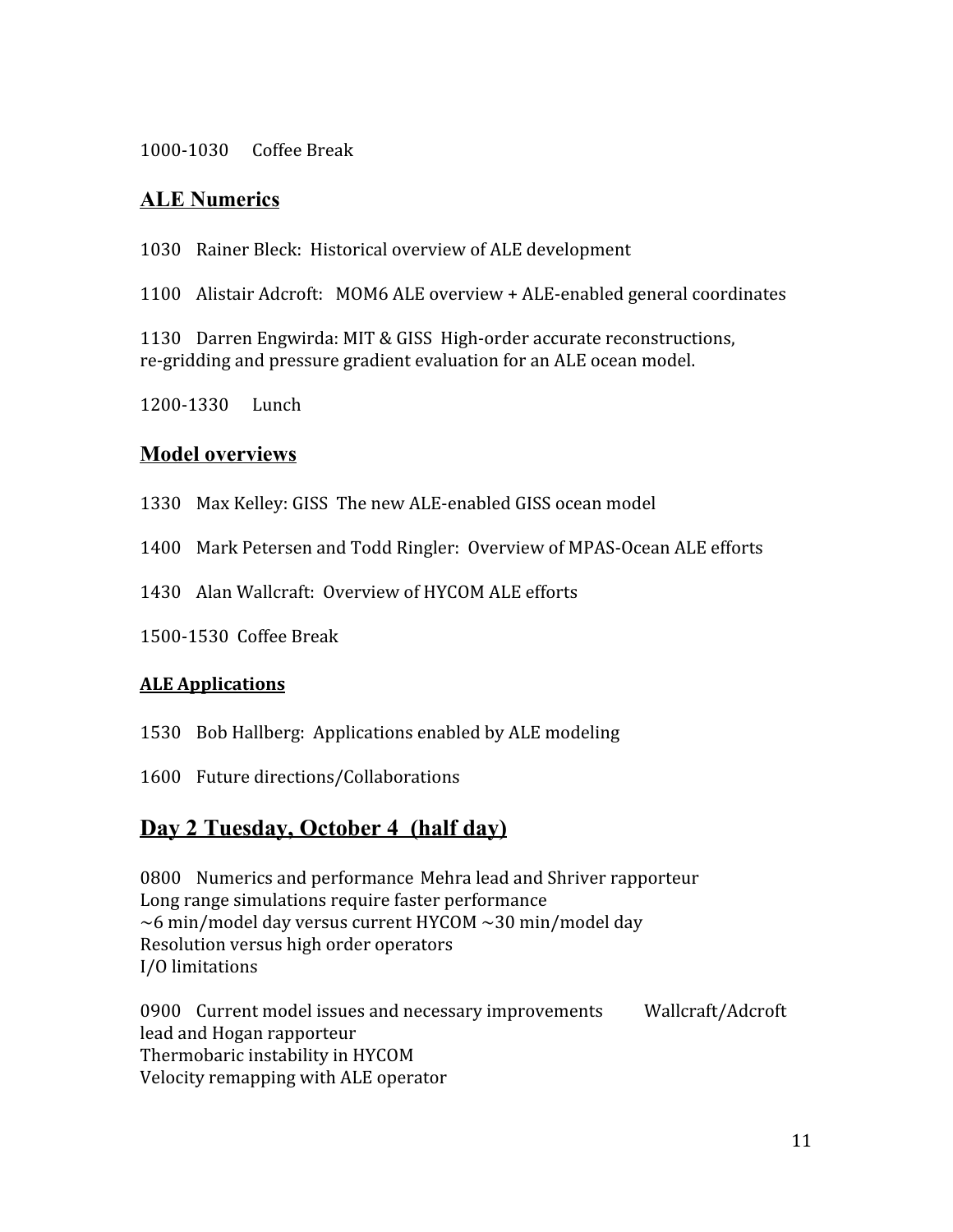1000-1030 Coffee Break

## ALE Numerics

1030 Rainer Bleck: Historical overview of ALE development

1100 Alistair Adcroft: MOM6 ALE overview + ALE-enabled general coordinates

1130 Darren Engwirda: MIT & GISS High-order accurate reconstructions, re-gridding and pressure gradient evaluation for an ALE ocean model.

1200-1330 Lunch

## Model overviews

1330 Max Kelley: GISS The new ALE-enabled GISS ocean model

1400 Mark Petersen and Todd Ringler: Overview of MPAS-Ocean ALE efforts

1430 Alan Wallcraft: Overview of HYCOM ALE efforts

1500-1530 Coffee Break

### ALE Applications

1530 Bob Hallberg: Applications enabled by ALE modeling

1600 Future directions/Collaborations

## Day 2 Tuesday, October 4 (half day)

0800 Numerics and performance Mehra lead and Shriver rapporteur
Long range simulations require faster performance
~6 min/model day versus current HYCOM ~30 min/model day
Resolution versus high order operators
I/O limitations

0900 Current model issues and necessary improvements Wallcraft/Adcroft lead and Hogan rapporteur
Thermobaric instability in HYCOM
Velocity remapping with ALE operator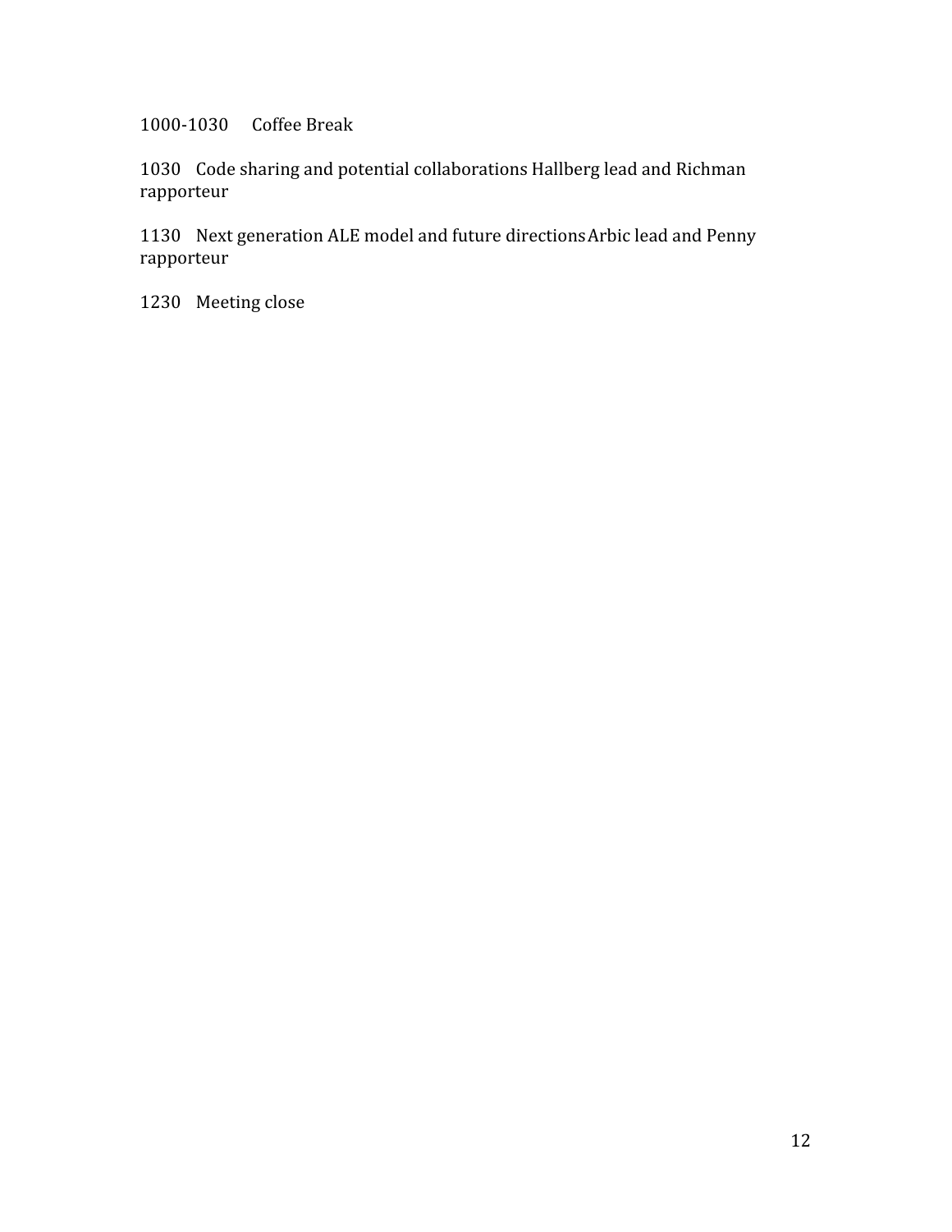1000-1030 Coffee Break

1030 Code sharing and potential collaborations Hallberg lead and Richman rapporteur

1130 Next generation ALE model and future directions Arbic lead and Penny rapporteur

1230 Meeting close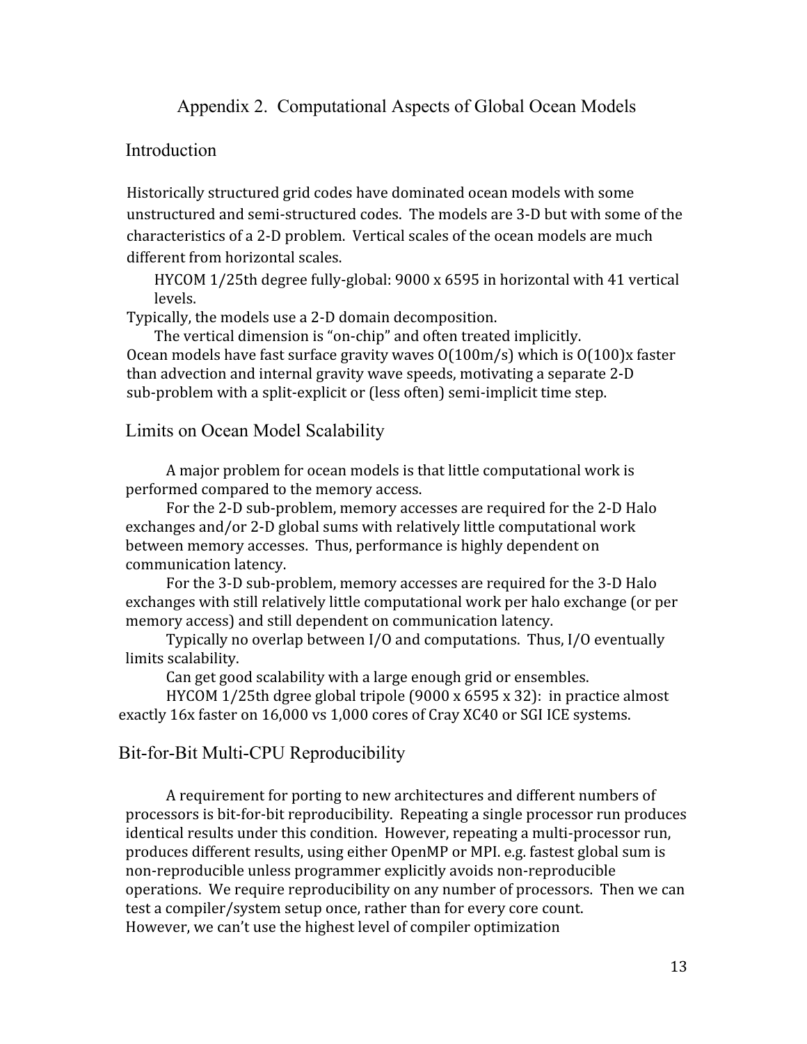# Appendix 2. Computational Aspects of Global Ocean Models

## Introduction

Historically structured grid codes have dominated ocean models with some unstructured and semi-structured codes. The models are 3-D but with some of the characteristics of a 2-D problem. Vertical scales of the ocean models are much different from horizontal scales.

HYCOM 1/25th degree fully-global: 9000 x 6595 in horizontal with 41 vertical levels.

Typically, the models use a 2-D domain decomposition.

The vertical dimension is "on-chip" and often treated implicitly.

Ocean models have fast surface gravity waves O(100m/s) which is O(100)x faster than advection and internal gravity wave speeds, motivating a separate 2-D sub-problem with a split-explicit or (less often) semi-implicit time step.

## Limits on Ocean Model Scalability

A major problem for ocean models is that little computational work is performed compared to the memory access.

For the 2-D sub-problem, memory accesses are required for the 2-D Halo exchanges and/or 2-D global sums with relatively little computational work between memory accesses. Thus, performance is highly dependent on communication latency.

For the 3-D sub-problem, memory accesses are required for the 3-D Halo exchanges with still relatively little computational work per halo exchange (or per memory access) and still dependent on communication latency.

Typically no overlap between I/O and computations. Thus, I/O eventually limits scalability.

Can get good scalability with a large enough grid or ensembles.

HYCOM 1/25th dgree global tripole (9000 x 6595 x 32): in practice almost exactly 16x faster on 16,000 vs 1,000 cores of Cray XC40 or SGI ICE systems.

## Bit-for-Bit Multi-CPU Reproducibility

A requirement for porting to new architectures and different numbers of processors is bit-for-bit reproducibility. Repeating a single processor run produces identical results under this condition. However, repeating a multi-processor run, produces different results, using either OpenMP or MPI. e.g. fastest global sum is non-reproducible unless programmer explicitly avoids non-reproducible operations. We require reproducibility on any number of processors. Then we can test a compiler/system setup once, rather than for every core count.

However, we can't use the highest level of compiler optimization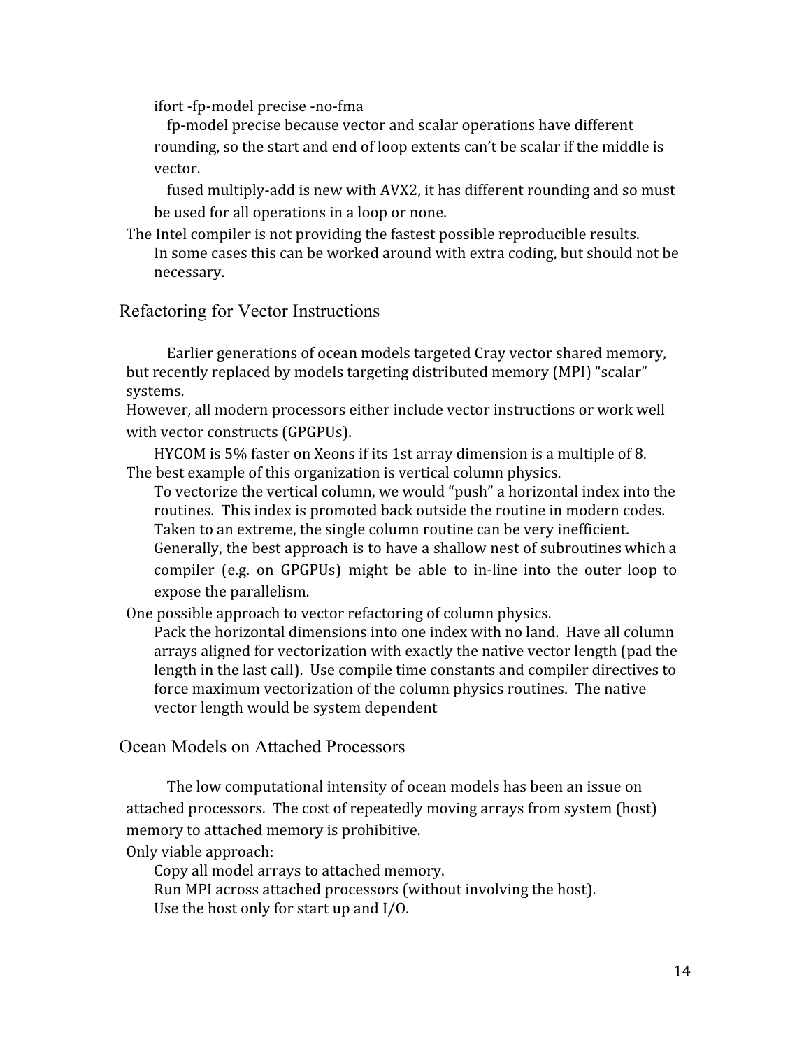ifort -fp-model precise -no-fma

fp-model precise because vector and scalar operations have different rounding, so the start and end of loop extents can't be scalar if the middle is vector.

fused multiply-add is new with AVX2, it has different rounding and so must be used for all operations in a loop or none.

The Intel compiler is not providing the fastest possible reproducible results.

In some cases this can be worked around with extra coding, but should not be necessary.

## Refactoring for Vector Instructions

Earlier generations of ocean models targeted Cray vector shared memory, but recently replaced by models targeting distributed memory (MPI) "scalar" systems.

However, all modern processors either include vector instructions or work well with vector constructs (GPGPUs).

HYCOM is 5% faster on Xeons if its 1st array dimension is a multiple of 8.

The best example of this organization is vertical column physics.

To vectorize the vertical column, we would "push" a horizontal index into the routines. This index is promoted back outside the routine in modern codes. Taken to an extreme, the single column routine can be very inefficient. Generally, the best approach is to have a shallow nest of subroutines which a compiler (e.g. on GPGPUs) might be able to in-line into the outer loop to expose the parallelism.

One possible approach to vector refactoring of column physics.

Pack the horizontal dimensions into one index with no land. Have all column arrays aligned for vectorization with exactly the native vector length (pad the length in the last call). Use compile time constants and compiler directives to force maximum vectorization of the column physics routines. The native vector length would be system dependent

## Ocean Models on Attached Processors

The low computational intensity of ocean models has been an issue on attached processors. The cost of repeatedly moving arrays from system (host) memory to attached memory is prohibitive.

Only viable approach:

Copy all model arrays to attached memory.

Run MPI across attached processors (without involving the host).

Use the host only for start up and I/O.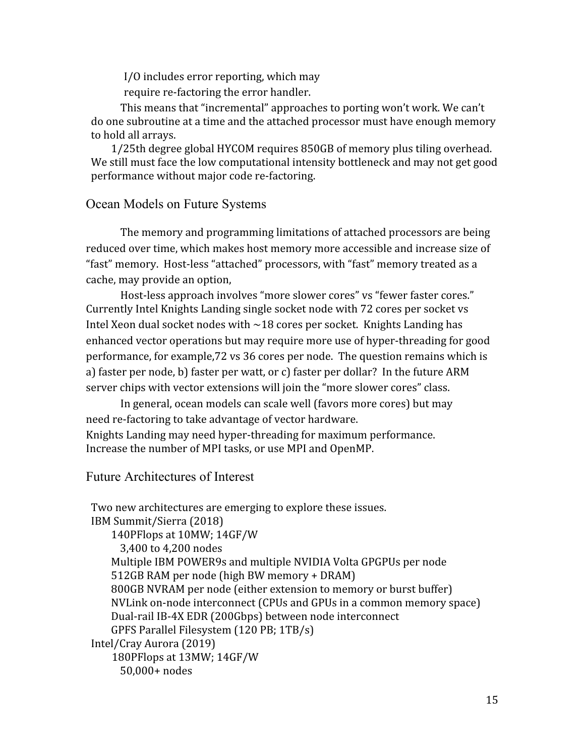I/O includes error reporting, which may require re-factoring the error handler.

This means that "incremental" approaches to porting won't work. We can't do one subroutine at a time and the attached processor must have enough memory to hold all arrays.

1/25th degree global HYCOM requires 850GB of memory plus tiling overhead. We still must face the low computational intensity bottleneck and may not get good performance without major code re-factoring.

## Ocean Models on Future Systems

The memory and programming limitations of attached processors are being reduced over time, which makes host memory more accessible and increase size of "fast" memory. Host-less "attached" processors, with "fast" memory treated as a cache, may provide an option,

Host-less approach involves "more slower cores" vs "fewer faster cores." Currently Intel Knights Landing single socket node with 72 cores per socket vs Intel Xeon dual socket nodes with ~18 cores per socket. Knights Landing has enhanced vector operations but may require more use of hyper-threading for good performance, for example,72 vs 36 cores per node. The question remains which is a) faster per node, b) faster per watt, or c) faster per dollar? In the future ARM server chips with vector extensions will join the "more slower cores" class.

In general, ocean models can scale well (favors more cores) but may need re-factoring to take advantage of vector hardware.
Knights Landing may need hyper-threading for maximum performance.
Increase the number of MPI tasks, or use MPI and OpenMP.

## Future Architectures of Interest

Two new architectures are emerging to explore these issues.

IBM Summit/Sierra (2018)
- 140PFlops at 10MW; 14GF/W
  - 3,400 to 4,200 nodes
- Multiple IBM POWER9s and multiple NVIDIA Volta GPGPUs per node
- 512GB RAM per node (high BW memory + DRAM)
- 800GB NVRAM per node (either extension to memory or burst buffer)
- NVLink on-node interconnect (CPUs and GPUs in a common memory space)
- Dual-rail IB-4X EDR (200Gbps) between node interconnect
- GPFS Parallel Filesystem (120 PB; 1TB/s)

Intel/Cray Aurora (2019)
- 180PFlops at 13MW; 14GF/W
  - 50,000+ nodes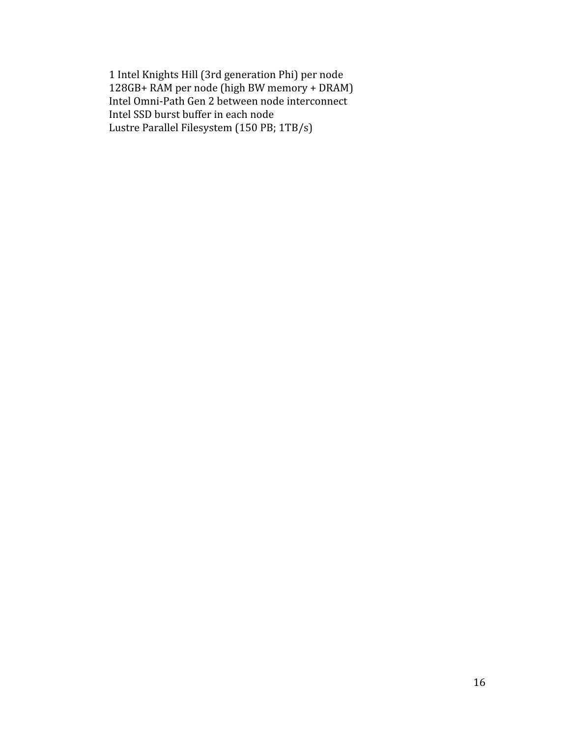1 Intel Knights Hill (3rd generation Phi) per node
128GB+ RAM per node (high BW memory + DRAM)
Intel Omni-Path Gen 2 between node interconnect
Intel SSD burst buffer in each node
Lustre Parallel Filesystem (150 PB; 1TB/s)